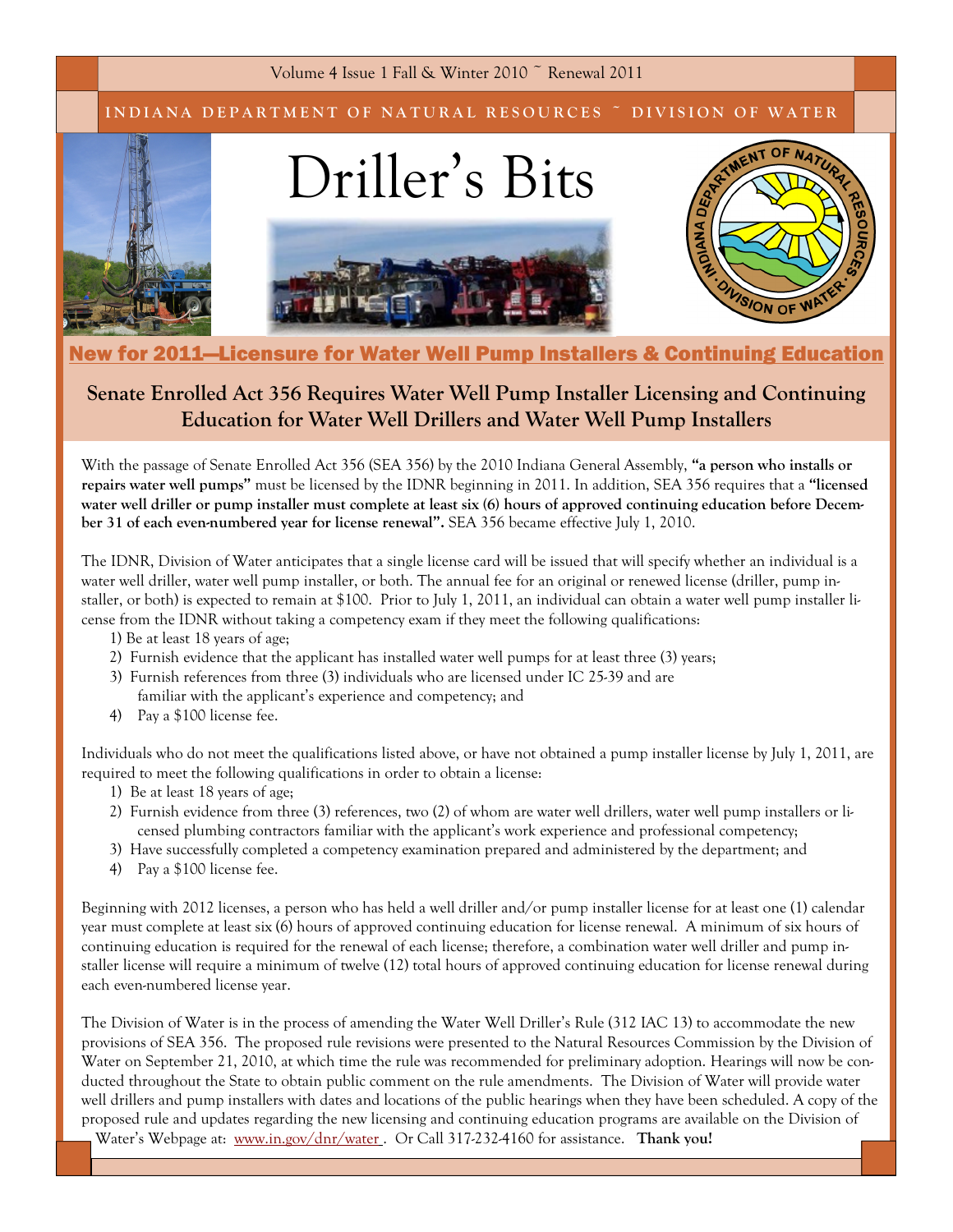Volume 4 Issue 1 Fall & Winter 2010 ~ Renewal 2011

INDIANA DEPARTMENT OF NATURAL RESOURCES ~ DIVISION OF WATER

# Driller's Bits

## New for 2011—Licensure for Water Well Pump Installers & Continuing Education

### Senate Enrolled Act 356 Requires Water Well Pump Installer Licensing and Continuing Education for Water Well Drillers and Water Well Pump Installers

With the passage of Senate Enrolled Act 356 (SEA 356) by the 2010 Indiana General Assembly, **"a person who installs or repairs water well pumps"** must be licensed by the IDNR beginning in 2011. In addition, SEA 356 requires that a **"licensed water well driller or pump installer must complete at least six (6) hours of approved continuing education before December 31 of each even-numbered year for license renewal".** SEA 356 became effective July 1, 2010.

The IDNR, Division of Water anticipates that a single license card will be issued that will specify whether an individual is a water well driller, water well pump installer, or both. The annual fee for an original or renewed license (driller, pump installer, or both) is expected to remain at $100. Prior to July 1, 2011, an individual can obtain a water well pump installer license from the IDNR without taking a competency exam if they meet the following qualifications:

1) Be at least 18 years of age;
2) Furnish evidence that the applicant has installed water well pumps for at least three (3) years;
3) Furnish references from three (3) individuals who are licensed under IC 25-39 and are familiar with the applicant's experience and competency; and
4) Pay a $100 license fee.

Individuals who do not meet the qualifications listed above, or have not obtained a pump installer license by July 1, 2011, are required to meet the following qualifications in order to obtain a license:

1) Be at least 18 years of age;
2) Furnish evidence from three (3) references, two (2) of whom are water well drillers, water well pump installers or licensed plumbing contractors familiar with the applicant's work experience and professional competency;
3) Have successfully completed a competency examination prepared and administered by the department; and
4) Pay a $100 license fee.

Beginning with 2012 licenses, a person who has held a well driller and/or pump installer license for at least one (1) calendar year must complete at least six (6) hours of approved continuing education for license renewal. A minimum of six hours of continuing education is required for the renewal of each license; therefore, a combination water well driller and pump installer license will require a minimum of twelve (12) total hours of approved continuing education for license renewal during each even-numbered license year.

The Division of Water is in the process of amending the Water Well Driller's Rule (312 IAC 13) to accommodate the new provisions of SEA 356. The proposed rule revisions were presented to the Natural Resources Commission by the Division of Water on September 21, 2010, at which time the rule was recommended for preliminary adoption. Hearings will now be conducted throughout the State to obtain public comment on the rule amendments. The Division of Water will provide water well drillers and pump installers with dates and locations of the public hearings when they have been scheduled. A copy of the proposed rule and updates regarding the new licensing and continuing education programs are available on the Division of Water's Webpage at: www.in.gov/dnr/water . Or Call 317-232-4160 for assistance. **Thank you!**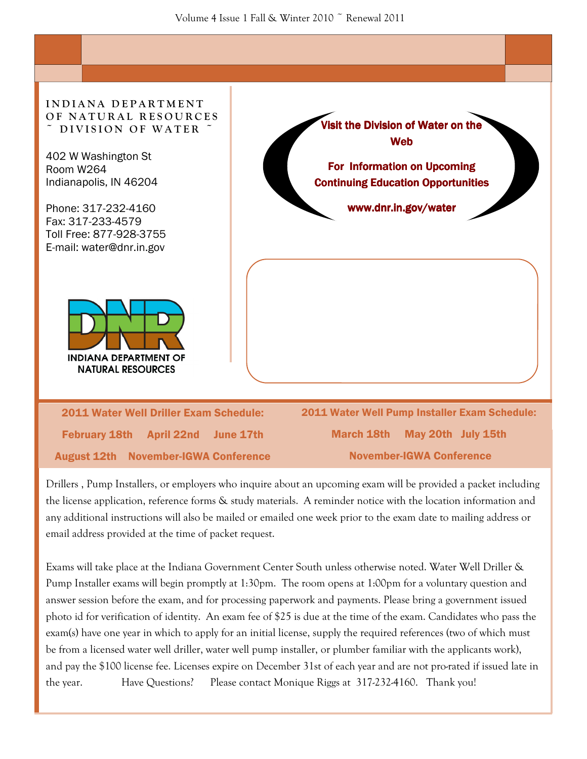INDIANA DEPARTMENT OF NATURAL RESOURCES ~ DIVISION OF WATER ~

402 W Washington St
Room W264
Indianapolis, IN 46204

Phone: 317-232-4160
Fax: 317-233-4579
Toll Free: 877-928-3755
E-mail: water@dnr.in.gov

INDIANA DEPARTMENT OF NATURAL RESOURCES

**Visit the Division of Water on the Web**

**For Information on Upcoming Continuing Education Opportunities**

**www.dnr.in.gov/water**

## 2011 Water Well Driller Exam Schedule:

**February 18th April 22nd June 17th**

**August 12th November-IGWA Conference**

## 2011 Water Well Pump Installer Exam Schedule:

**March 18th May 20th July 15th**

**November-IGWA Conference**

Drillers , Pump Installers, or employers who inquire about an upcoming exam will be provided a packet including the license application, reference forms & study materials. A reminder notice with the location information and any additional instructions will also be mailed or emailed one week prior to the exam date to mailing address or email address provided at the time of packet request.

Exams will take place at the Indiana Government Center South unless otherwise noted. Water Well Driller & Pump Installer exams will begin promptly at 1:30pm. The room opens at 1:00pm for a voluntary question and answer session before the exam, and for processing paperwork and payments. Please bring a government issued photo id for verification of identity. An exam fee of $25 is due at the time of the exam. Candidates who pass the exam(s) have one year in which to apply for an initial license, supply the required references (two of which must be from a licensed water well driller, water well pump installer, or plumber familiar with the applicants work), and pay the $100 license fee. Licenses expire on December 31st of each year and are not pro-rated if issued late in the year. Have Questions? Please contact Monique Riggs at 317-232-4160. Thank you!